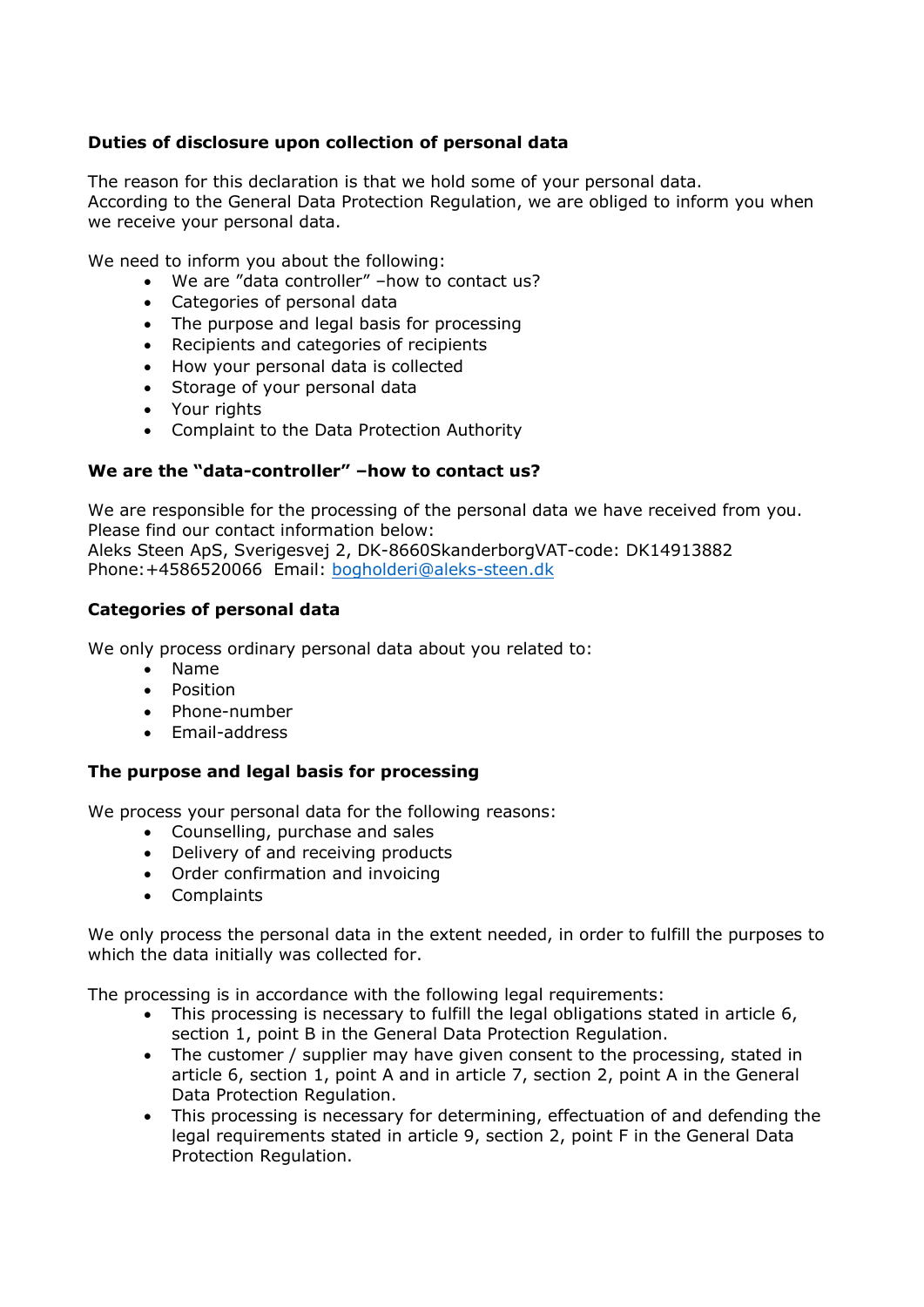**Duties of disclosure upon collection of personal data**

The reason for this declaration is that we hold some of your personal data.
According to the General Data Protection Regulation, we are obliged to inform you when we receive your personal data.

We need to inform you about the following:

- We are "data controller" –how to contact us?
- Categories of personal data
- The purpose and legal basis for processing
- Recipients and categories of recipients
- How your personal data is collected
- Storage of your personal data
- Your rights
- Complaint to the Data Protection Authority

**We are the "data-controller" –how to contact us?**

We are responsible for the processing of the personal data we have received from you.
Please find our contact information below:
Aleks Steen ApS, Sverigesvej 2, DK-8660SkanderborgVAT-code: DK14913882
Phone:+4586520066 Email: bogholderi@aleks-steen.dk

**Categories of personal data**

We only process ordinary personal data about you related to:

- Name
- Position
- Phone-number
- Email-address

**The purpose and legal basis for processing**

We process your personal data for the following reasons:

- Counselling, purchase and sales
- Delivery of and receiving products
- Order confirmation and invoicing
- Complaints

We only process the personal data in the extent needed, in order to fulfill the purposes to which the data initially was collected for.

The processing is in accordance with the following legal requirements:

- This processing is necessary to fulfill the legal obligations stated in article 6, section 1, point B in the General Data Protection Regulation.
- The customer / supplier may have given consent to the processing, stated in article 6, section 1, point A and in article 7, section 2, point A in the General Data Protection Regulation.
- This processing is necessary for determining, effectuation of and defending the legal requirements stated in article 9, section 2, point F in the General Data Protection Regulation.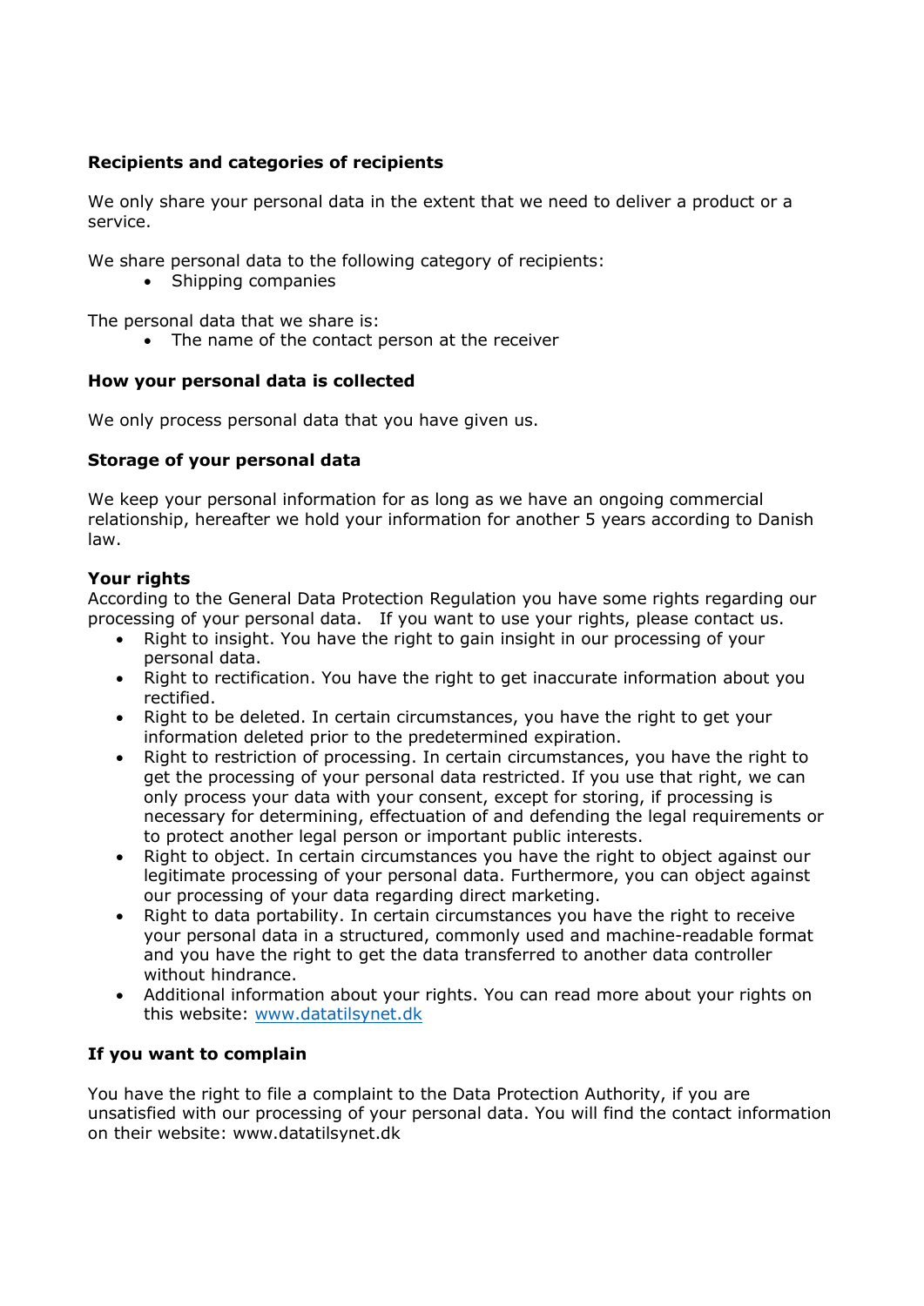**Recipients and categories of recipients**

We only share your personal data in the extent that we need to deliver a product or a service.

We share personal data to the following category of recipients:

- Shipping companies

The personal data that we share is:

- The name of the contact person at the receiver

**How your personal data is collected**

We only process personal data that you have given us.

**Storage of your personal data**

We keep your personal information for as long as we have an ongoing commercial relationship, hereafter we hold your information for another 5 years according to Danish law.

**Your rights**

According to the General Data Protection Regulation you have some rights regarding our processing of your personal data. If you want to use your rights, please contact us.

- Right to insight. You have the right to gain insight in our processing of your personal data.
- Right to rectification. You have the right to get inaccurate information about you rectified.
- Right to be deleted. In certain circumstances, you have the right to get your information deleted prior to the predetermined expiration.
- Right to restriction of processing. In certain circumstances, you have the right to get the processing of your personal data restricted. If you use that right, we can only process your data with your consent, except for storing, if processing is necessary for determining, effectuation of and defending the legal requirements or to protect another legal person or important public interests.
- Right to object. In certain circumstances you have the right to object against our legitimate processing of your personal data. Furthermore, you can object against our processing of your data regarding direct marketing.
- Right to data portability. In certain circumstances you have the right to receive your personal data in a structured, commonly used and machine-readable format and you have the right to get the data transferred to another data controller without hindrance.
- Additional information about your rights. You can read more about your rights on this website: www.datatilsynet.dk

**If you want to complain**

You have the right to file a complaint to the Data Protection Authority, if you are unsatisfied with our processing of your personal data. You will find the contact information on their website: www.datatilsynet.dk